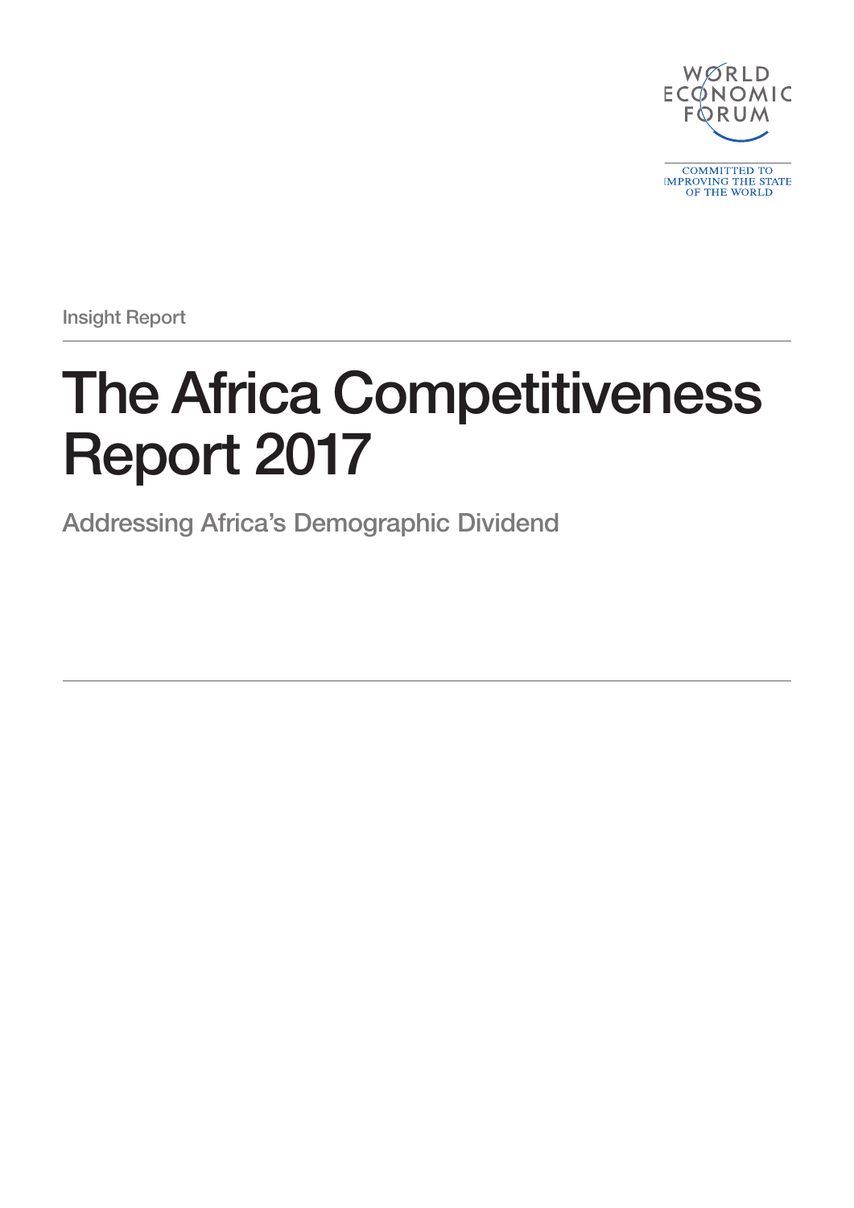WORLD ECONOMIC FORUM

COMMITTED TO IMPROVING THE STATE OF THE WORLD

Insight Report

# The Africa Competitiveness Report 2017

## Addressing Africa's Demographic Dividend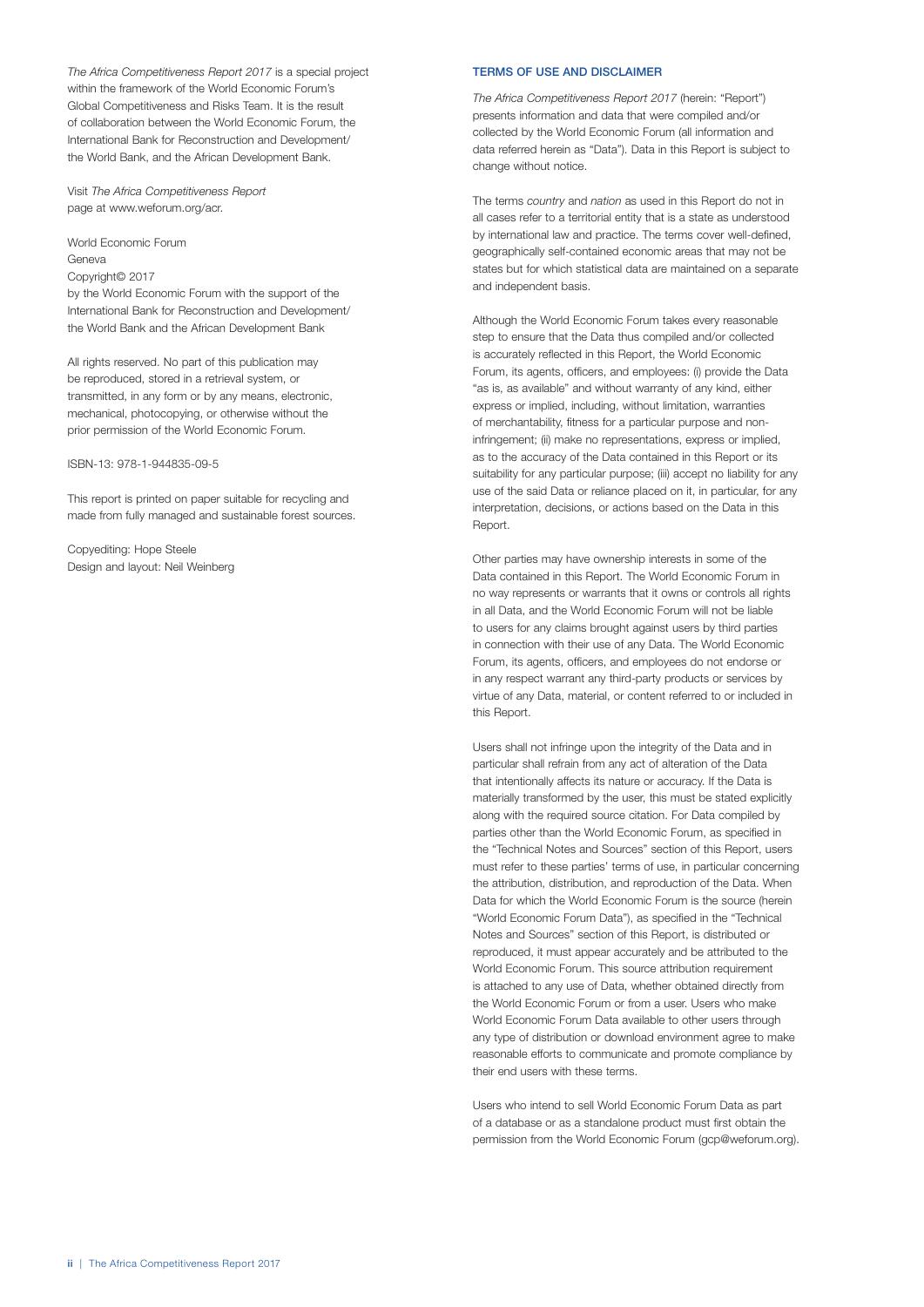*The Africa Competitiveness Report 2017* is a special project within the framework of the World Economic Forum's Global Competitiveness and Risks Team. It is the result of collaboration between the World Economic Forum, the International Bank for Reconstruction and Development/ the World Bank, and the African Development Bank.

Visit *The Africa Competitiveness Report* page at www.weforum.org/acr.

World Economic Forum
Geneva
Copyright© 2017
by the World Economic Forum with the support of the International Bank for Reconstruction and Development/ the World Bank and the African Development Bank

All rights reserved. No part of this publication may be reproduced, stored in a retrieval system, or transmitted, in any form or by any means, electronic, mechanical, photocopying, or otherwise without the prior permission of the World Economic Forum.

ISBN-13: 978-1-944835-09-5

This report is printed on paper suitable for recycling and made from fully managed and sustainable forest sources.

Copyediting: Hope Steele
Design and layout: Neil Weinberg

## TERMS OF USE AND DISCLAIMER

*The Africa Competitiveness Report 2017* (herein: "Report") presents information and data that were compiled and/or collected by the World Economic Forum (all information and data referred herein as "Data"). Data in this Report is subject to change without notice.

The terms *country* and *nation* as used in this Report do not in all cases refer to a territorial entity that is a state as understood by international law and practice. The terms cover well-defined, geographically self-contained economic areas that may not be states but for which statistical data are maintained on a separate and independent basis.

Although the World Economic Forum takes every reasonable step to ensure that the Data thus compiled and/or collected is accurately reflected in this Report, the World Economic Forum, its agents, officers, and employees: (i) provide the Data "as is, as available" and without warranty of any kind, either express or implied, including, without limitation, warranties of merchantability, fitness for a particular purpose and non-infringement; (ii) make no representations, express or implied, as to the accuracy of the Data contained in this Report or its suitability for any particular purpose; (iii) accept no liability for any use of the said Data or reliance placed on it, in particular, for any interpretation, decisions, or actions based on the Data in this Report.

Other parties may have ownership interests in some of the Data contained in this Report. The World Economic Forum in no way represents or warrants that it owns or controls all rights in all Data, and the World Economic Forum will not be liable to users for any claims brought against users by third parties in connection with their use of any Data. The World Economic Forum, its agents, officers, and employees do not endorse or in any respect warrant any third-party products or services by virtue of any Data, material, or content referred to or included in this Report.

Users shall not infringe upon the integrity of the Data and in particular shall refrain from any act of alteration of the Data that intentionally affects its nature or accuracy. If the Data is materially transformed by the user, this must be stated explicitly along with the required source citation. For Data compiled by parties other than the World Economic Forum, as specified in the "Technical Notes and Sources" section of this Report, users must refer to these parties' terms of use, in particular concerning the attribution, distribution, and reproduction of the Data. When Data for which the World Economic Forum is the source (herein "World Economic Forum Data"), as specified in the "Technical Notes and Sources" section of this Report, is distributed or reproduced, it must appear accurately and be attributed to the World Economic Forum. This source attribution requirement is attached to any use of Data, whether obtained directly from the World Economic Forum or from a user. Users who make World Economic Forum Data available to other users through any type of distribution or download environment agree to make reasonable efforts to communicate and promote compliance by their end users with these terms.

Users who intend to sell World Economic Forum Data as part of a database or as a standalone product must first obtain the permission from the World Economic Forum (gcp@weforum.org).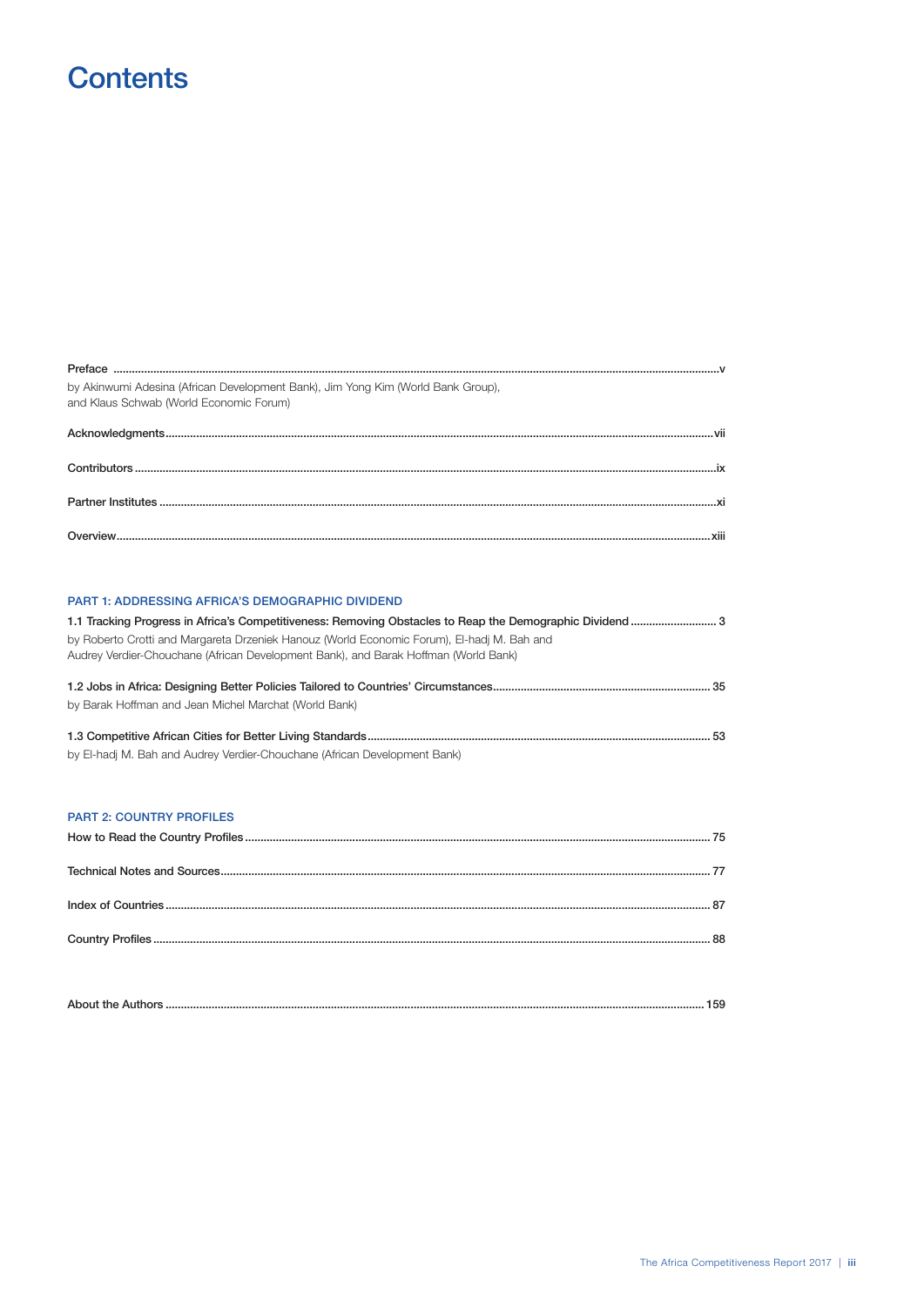# Contents

**Preface** ....... v

by Akinwumi Adesina (African Development Bank), Jim Yong Kim (World Bank Group), and Klaus Schwab (World Economic Forum)

**Acknowledgments** ....... vii

**Contributors** ....... ix

**Partner Institutes** ....... xi

**Overview** ....... xiii

## PART 1: ADDRESSING AFRICA'S DEMOGRAPHIC DIVIDEND

**1.1 Tracking Progress in Africa's Competitiveness: Removing Obstacles to Reap the Demographic Dividend** ....... 3

by Roberto Crotti and Margareta Drzeniek Hanouz (World Economic Forum), El-hadj M. Bah and Audrey Verdier-Chouchane (African Development Bank), and Barak Hoffman (World Bank)

**1.2 Jobs in Africa: Designing Better Policies Tailored to Countries' Circumstances** ....... 35

by Barak Hoffman and Jean Michel Marchat (World Bank)

**1.3 Competitive African Cities for Better Living Standards** ....... 53

by El-hadj M. Bah and Audrey Verdier-Chouchane (African Development Bank)

## PART 2: COUNTRY PROFILES

**How to Read the Country Profiles** ....... 75

**Technical Notes and Sources** ....... 77

**Index of Countries** ....... 87

**Country Profiles** ....... 88

**About the Authors** ....... 159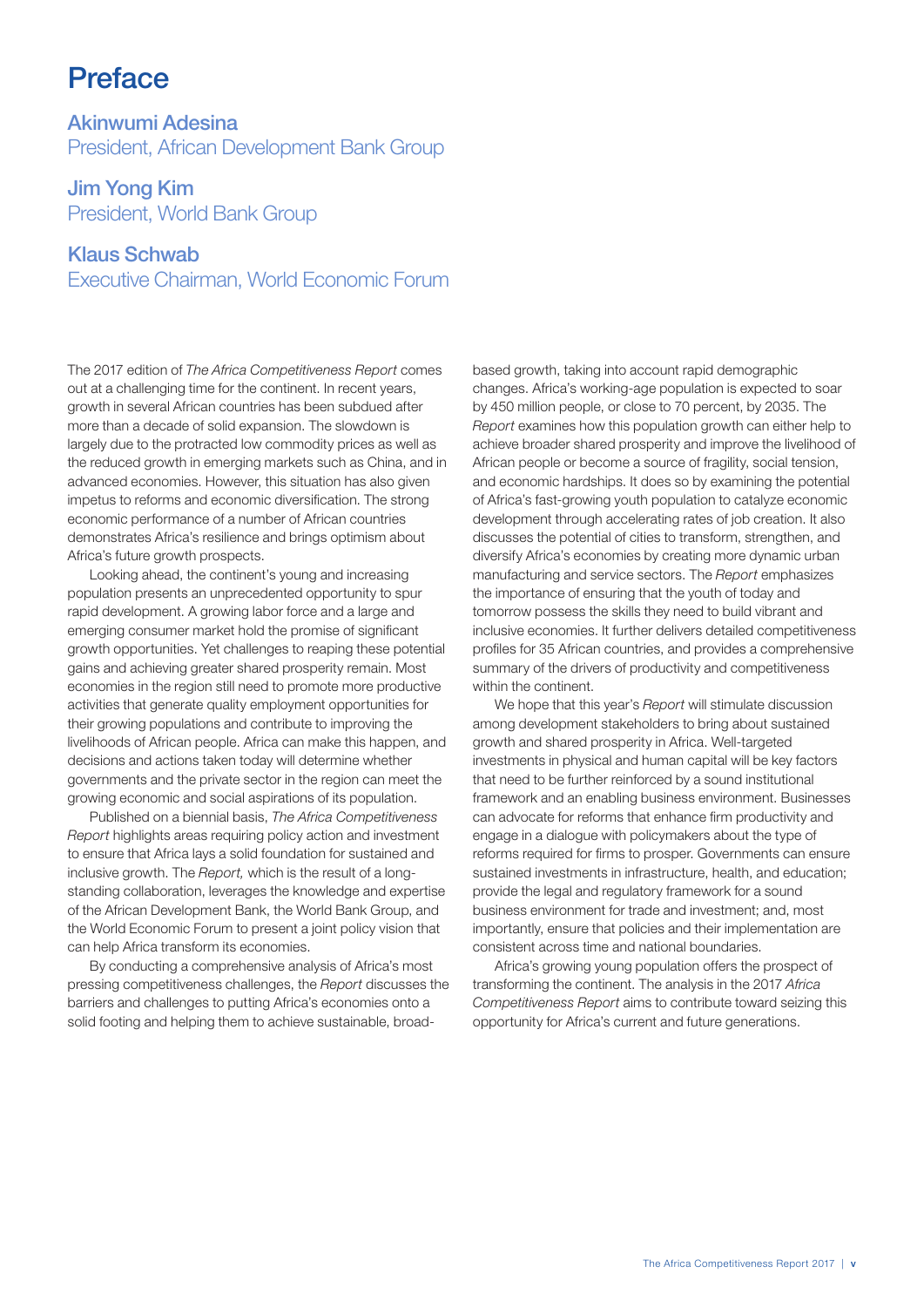# Preface

## Akinwumi Adesina
President, African Development Bank Group

## Jim Yong Kim
President, World Bank Group

## Klaus Schwab
Executive Chairman, World Economic Forum

The 2017 edition of *The Africa Competitiveness Report* comes out at a challenging time for the continent. In recent years, growth in several African countries has been subdued after more than a decade of solid expansion. The slowdown is largely due to the protracted low commodity prices as well as the reduced growth in emerging markets such as China, and in advanced economies. However, this situation has also given impetus to reforms and economic diversification. The strong economic performance of a number of African countries demonstrates Africa's resilience and brings optimism about Africa's future growth prospects.

Looking ahead, the continent's young and increasing population presents an unprecedented opportunity to spur rapid development. A growing labor force and a large and emerging consumer market hold the promise of significant growth opportunities. Yet challenges to reaping these potential gains and achieving greater shared prosperity remain. Most economies in the region still need to promote more productive activities that generate quality employment opportunities for their growing populations and contribute to improving the livelihoods of African people. Africa can make this happen, and decisions and actions taken today will determine whether governments and the private sector in the region can meet the growing economic and social aspirations of its population.

Published on a biennial basis, *The Africa Competitiveness Report* highlights areas requiring policy action and investment to ensure that Africa lays a solid foundation for sustained and inclusive growth. The *Report,* which is the result of a long-standing collaboration, leverages the knowledge and expertise of the African Development Bank, the World Bank Group, and the World Economic Forum to present a joint policy vision that can help Africa transform its economies.

By conducting a comprehensive analysis of Africa's most pressing competitiveness challenges, the *Report* discusses the barriers and challenges to putting Africa's economies onto a solid footing and helping them to achieve sustainable, broad-based growth, taking into account rapid demographic changes. Africa's working-age population is expected to soar by 450 million people, or close to 70 percent, by 2035. The *Report* examines how this population growth can either help to achieve broader shared prosperity and improve the livelihood of African people or become a source of fragility, social tension, and economic hardships. It does so by examining the potential of Africa's fast-growing youth population to catalyze economic development through accelerating rates of job creation. It also discusses the potential of cities to transform, strengthen, and diversify Africa's economies by creating more dynamic urban manufacturing and service sectors. The *Report* emphasizes the importance of ensuring that the youth of today and tomorrow possess the skills they need to build vibrant and inclusive economies. It further delivers detailed competitiveness profiles for 35 African countries, and provides a comprehensive summary of the drivers of productivity and competitiveness within the continent.

We hope that this year's *Report* will stimulate discussion among development stakeholders to bring about sustained growth and shared prosperity in Africa. Well-targeted investments in physical and human capital will be key factors that need to be further reinforced by a sound institutional framework and an enabling business environment. Businesses can advocate for reforms that enhance firm productivity and engage in a dialogue with policymakers about the type of reforms required for firms to prosper. Governments can ensure sustained investments in infrastructure, health, and education; provide the legal and regulatory framework for a sound business environment for trade and investment; and, most importantly, ensure that policies and their implementation are consistent across time and national boundaries.

Africa's growing young population offers the prospect of transforming the continent. The analysis in the 2017 *Africa Competitiveness Report* aims to contribute toward seizing this opportunity for Africa's current and future generations.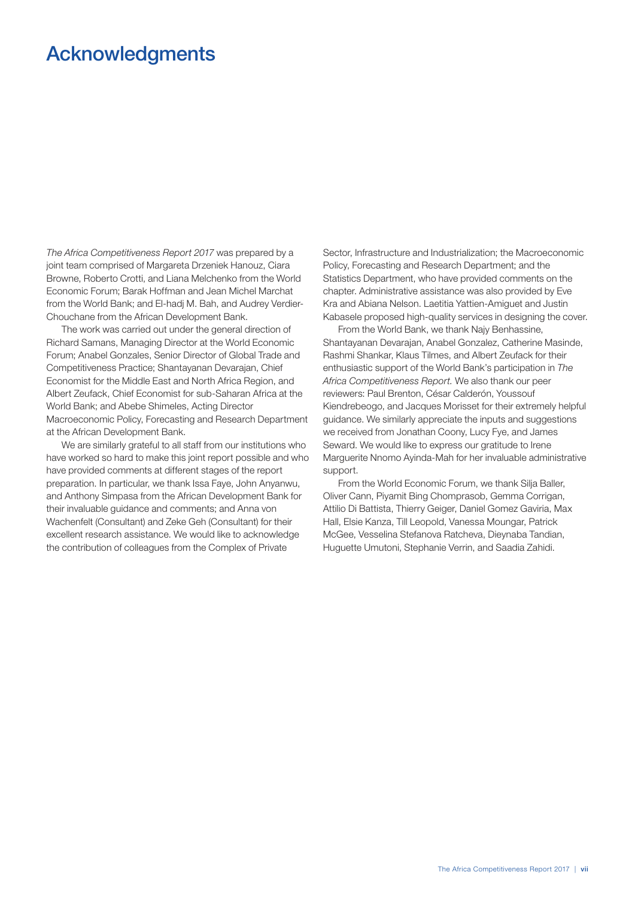# Acknowledgments

*The Africa Competitiveness Report 2017* was prepared by a joint team comprised of Margareta Drzeniek Hanouz, Ciara Browne, Roberto Crotti, and Liana Melchenko from the World Economic Forum; Barak Hoffman and Jean Michel Marchat from the World Bank; and El-hadj M. Bah, and Audrey Verdier-Chouchane from the African Development Bank.

The work was carried out under the general direction of Richard Samans, Managing Director at the World Economic Forum; Anabel Gonzales, Senior Director of Global Trade and Competitiveness Practice; Shantayanan Devarajan, Chief Economist for the Middle East and North Africa Region, and Albert Zeufack, Chief Economist for sub-Saharan Africa at the World Bank; and Abebe Shimeles, Acting Director Macroeconomic Policy, Forecasting and Research Department at the African Development Bank.

We are similarly grateful to all staff from our institutions who have worked so hard to make this joint report possible and who have provided comments at different stages of the report preparation. In particular, we thank Issa Faye, John Anyanwu, and Anthony Simpasa from the African Development Bank for their invaluable guidance and comments; and Anna von Wachenfelt (Consultant) and Zeke Geh (Consultant) for their excellent research assistance. We would like to acknowledge the contribution of colleagues from the Complex of Private Sector, Infrastructure and Industrialization; the Macroeconomic Policy, Forecasting and Research Department; and the Statistics Department, who have provided comments on the chapter. Administrative assistance was also provided by Eve Kra and Abiana Nelson. Laetitia Yattien-Amiguet and Justin Kabasele proposed high-quality services in designing the cover.

From the World Bank, we thank Najy Benhassine, Shantayanan Devarajan, Anabel Gonzalez, Catherine Masinde, Rashmi Shankar, Klaus Tilmes, and Albert Zeufack for their enthusiastic support of the World Bank's participation in *The Africa Competitiveness Report.* We also thank our peer reviewers: Paul Brenton, César Calderón, Youssouf Kiendrebeogo, and Jacques Morisset for their extremely helpful guidance. We similarly appreciate the inputs and suggestions we received from Jonathan Coony, Lucy Fye, and James Seward. We would like to express our gratitude to Irene Marguerite Nnomo Ayinda-Mah for her invaluable administrative support.

From the World Economic Forum, we thank Silja Baller, Oliver Cann, Piyamit Bing Chomprasob, Gemma Corrigan, Attilio Di Battista, Thierry Geiger, Daniel Gomez Gaviria, Max Hall, Elsie Kanza, Till Leopold, Vanessa Moungar, Patrick McGee, Vesselina Stefanova Ratcheva, Dieynaba Tandian, Huguette Umutoni, Stephanie Verrin, and Saadia Zahidi.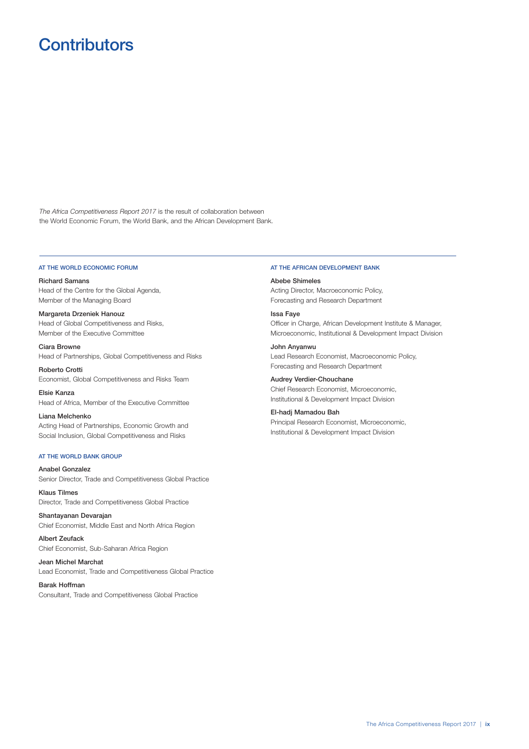# Contributors

*The Africa Competitiveness Report 2017* is the result of collaboration between the World Economic Forum, the World Bank, and the African Development Bank.

### AT THE WORLD ECONOMIC FORUM

**Richard Samans**
Head of the Centre for the Global Agenda, Member of the Managing Board

**Margareta Drzeniek Hanouz**
Head of Global Competitiveness and Risks, Member of the Executive Committee

**Ciara Browne**
Head of Partnerships, Global Competitiveness and Risks

**Roberto Crotti**
Economist, Global Competitiveness and Risks Team

**Elsie Kanza**
Head of Africa, Member of the Executive Committee

**Liana Melchenko**
Acting Head of Partnerships, Economic Growth and Social Inclusion, Global Competitiveness and Risks

### AT THE WORLD BANK GROUP

**Anabel Gonzalez**
Senior Director, Trade and Competitiveness Global Practice

**Klaus Tilmes**
Director, Trade and Competitiveness Global Practice

**Shantayanan Devarajan**
Chief Economist, Middle East and North Africa Region

**Albert Zeufack**
Chief Economist, Sub-Saharan Africa Region

**Jean Michel Marchat**
Lead Economist, Trade and Competitiveness Global Practice

**Barak Hoffman**
Consultant, Trade and Competitiveness Global Practice

### AT THE AFRICAN DEVELOPMENT BANK

**Abebe Shimeles**
Acting Director, Macroeconomic Policy, Forecasting and Research Department

**Issa Faye**
Officer in Charge, African Development Institute & Manager, Microeconomic, Institutional & Development Impact Division

**John Anyanwu**
Lead Research Economist, Macroeconomic Policy, Forecasting and Research Department

**Audrey Verdier-Chouchane**
Chief Research Economist, Microeconomic, Institutional & Development Impact Division

**El-hadj Mamadou Bah**
Principal Research Economist, Microeconomic, Institutional & Development Impact Division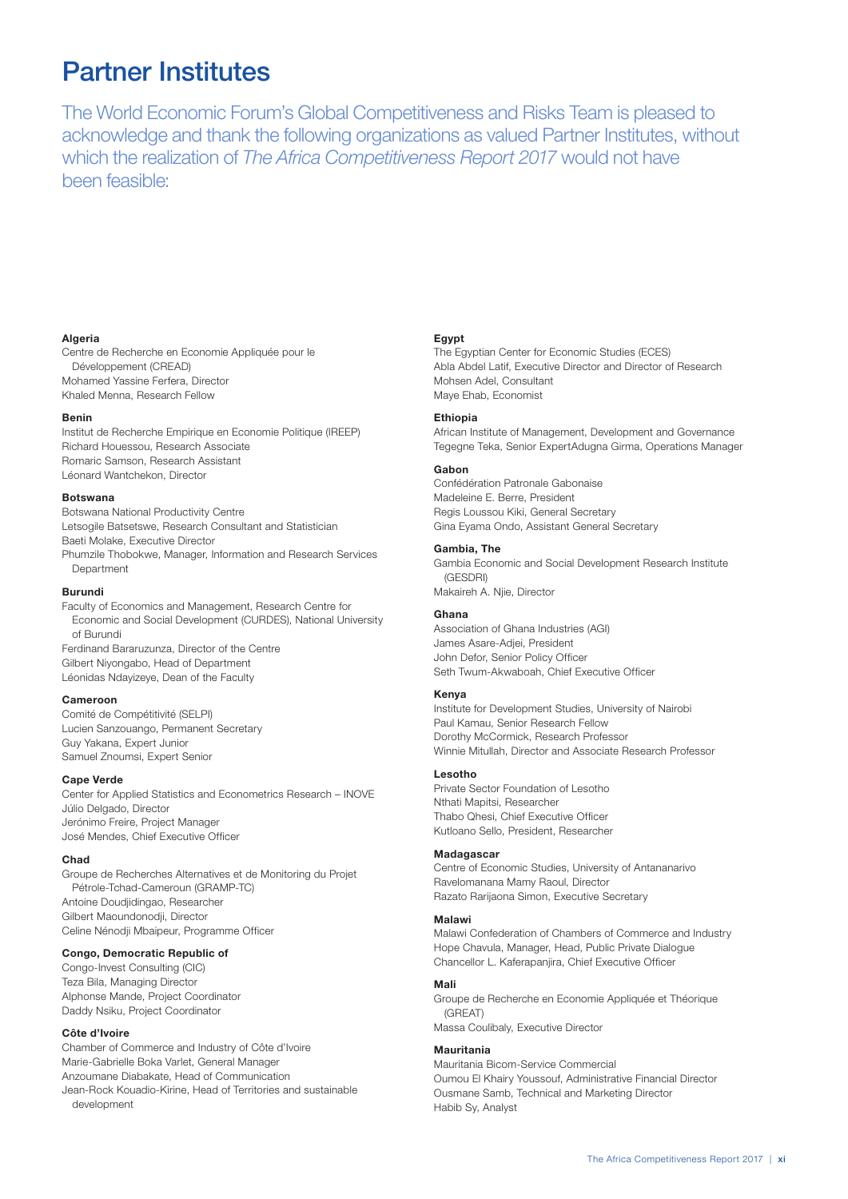# Partner Institutes

The World Economic Forum's Global Competitiveness and Risks Team is pleased to acknowledge and thank the following organizations as valued Partner Institutes, without which the realization of *The Africa Competitiveness Report 2017* would not have been feasible:

**Algeria**
Centre de Recherche en Economie Appliquée pour le Développement (CREAD)
Mohamed Yassine Ferfera, Director
Khaled Menna, Research Fellow

**Benin**
Institut de Recherche Empirique en Economie Politique (IREEP)
Richard Houessou, Research Associate
Romaric Samson, Research Assistant
Léonard Wantchekon, Director

**Botswana**
Botswana National Productivity Centre
Letsogile Batsetswe, Research Consultant and Statistician
Baeti Molake, Executive Director
Phumzile Thobokwe, Manager, Information and Research Services Department

**Burundi**
Faculty of Economics and Management, Research Centre for Economic and Social Development (CURDES), National University of Burundi
Ferdinand Bararuzunza, Director of the Centre
Gilbert Niyongabo, Head of Department
Léonidas Ndayizeye, Dean of the Faculty

**Cameroon**
Comité de Compétitivité (SELPI)
Lucien Sanzouango, Permanent Secretary
Guy Yakana, Expert Junior
Samuel Znoumsi, Expert Senior

**Cape Verde**
Center for Applied Statistics and Econometrics Research – INOVE
Júlio Delgado, Director
Jerónimo Freire, Project Manager
José Mendes, Chief Executive Officer

**Chad**
Groupe de Recherches Alternatives et de Monitoring du Projet Pétrole-Tchad-Cameroun (GRAMP-TC)
Antoine Doudjidingao, Researcher
Gilbert Maoundonodji, Director
Celine Nénodji Mbaipeur, Programme Officer

**Congo, Democratic Republic of**
Congo-Invest Consulting (CIC)
Teza Bila, Managing Director
Alphonse Mande, Project Coordinator
Daddy Nsiku, Project Coordinator

**Côte d'Ivoire**
Chamber of Commerce and Industry of Côte d'Ivoire
Marie-Gabrielle Boka Varlet, General Manager
Anzoumane Diabakate, Head of Communication
Jean-Rock Kouadio-Kirine, Head of Territories and sustainable development

**Egypt**
The Egyptian Center for Economic Studies (ECES)
Abla Abdel Latif, Executive Director and Director of Research
Mohsen Adel, Consultant
Maye Ehab, Economist

**Ethiopia**
African Institute of Management, Development and Governance
Tegegne Teka, Senior ExpertAdugna Girma, Operations Manager

**Gabon**
Confédération Patronale Gabonaise
Madeleine E. Berre, President
Regis Loussou Kiki, General Secretary
Gina Eyama Ondo, Assistant General Secretary

**Gambia, The**
Gambia Economic and Social Development Research Institute (GESDRI)
Makaireh A. Njie, Director

**Ghana**
Association of Ghana Industries (AGI)
James Asare-Adjei, President
John Defor, Senior Policy Officer
Seth Twum-Akwaboah, Chief Executive Officer

**Kenya**
Institute for Development Studies, University of Nairobi
Paul Kamau, Senior Research Fellow
Dorothy McCormick, Research Professor
Winnie Mitullah, Director and Associate Research Professor

**Lesotho**
Private Sector Foundation of Lesotho
Nthati Mapitsi, Researcher
Thabo Qhesi, Chief Executive Officer
Kutloano Sello, President, Researcher

**Madagascar**
Centre of Economic Studies, University of Antananarivo
Ravelomanana Mamy Raoul, Director
Razato Rarijaona Simon, Executive Secretary

**Malawi**
Malawi Confederation of Chambers of Commerce and Industry
Hope Chavula, Manager, Head, Public Private Dialogue
Chancellor L. Kaferapanjira, Chief Executive Officer

**Mali**
Groupe de Recherche en Economie Appliquée et Théorique (GREAT)
Massa Coulibaly, Executive Director

**Mauritania**
Mauritania Bicom-Service Commercial
Oumou El Khairy Youssouf, Administrative Financial Director
Ousmane Samb, Technical and Marketing Director
Habib Sy, Analyst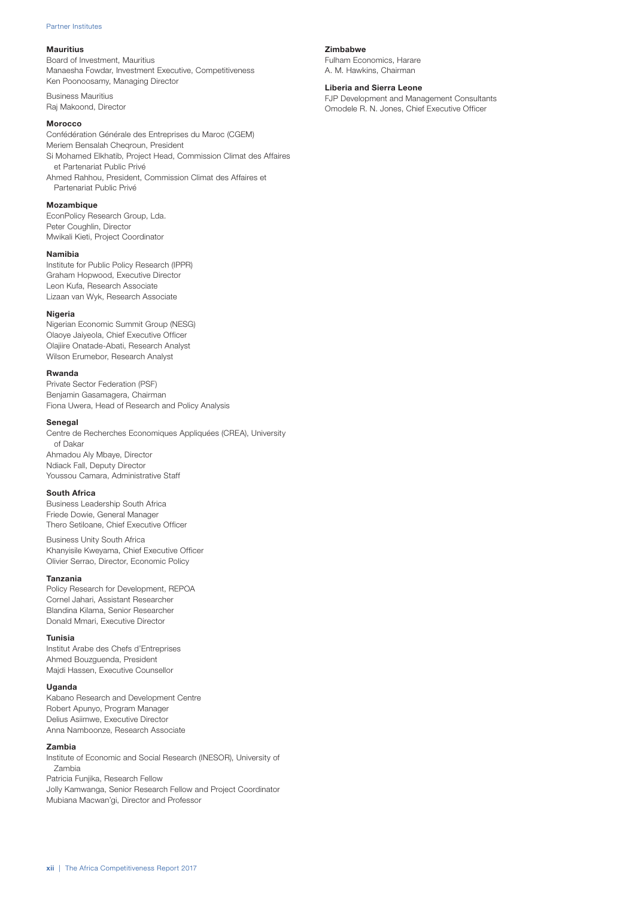**Mauritius**

Board of Investment, Mauritius
Manaesha Fowdar, Investment Executive, Competitiveness
Ken Poonoosamy, Managing Director

Business Mauritius
Raj Makoond, Director

**Morocco**

Confédération Générale des Entreprises du Maroc (CGEM)
Meriem Bensalah Cheqroun, President
Si Mohamed Elkhatib, Project Head, Commission Climat des Affaires et Partenariat Public Privé
Ahmed Rahhou, President, Commission Climat des Affaires et Partenariat Public Privé

**Mozambique**

EconPolicy Research Group, Lda.
Peter Coughlin, Director
Mwikali Kieti, Project Coordinator

**Namibia**

Institute for Public Policy Research (IPPR)
Graham Hopwood, Executive Director
Leon Kufa, Research Associate
Lizaan van Wyk, Research Associate

**Nigeria**

Nigerian Economic Summit Group (NESG)
Olaoye Jaiyeola, Chief Executive Officer
Olajiire Onatade-Abati, Research Analyst
Wilson Erumebor, Research Analyst

**Rwanda**

Private Sector Federation (PSF)
Benjamin Gasamagera, Chairman
Fiona Uwera, Head of Research and Policy Analysis

**Senegal**

Centre de Recherches Economiques Appliquées (CREA), University of Dakar
Ahmadou Aly Mbaye, Director
Ndiack Fall, Deputy Director
Youssou Camara, Administrative Staff

**South Africa**

Business Leadership South Africa
Friede Dowie, General Manager
Thero Setiloane, Chief Executive Officer

Business Unity South Africa
Khanyisile Kweyama, Chief Executive Officer
Olivier Serrao, Director, Economic Policy

**Tanzania**

Policy Research for Development, REPOA
Cornel Jahari, Assistant Researcher
Blandina Kilama, Senior Researcher
Donald Mmari, Executive Director

**Tunisia**

Institut Arabe des Chefs d'Entreprises
Ahmed Bouzguenda, President
Majdi Hassen, Executive Counsellor

**Uganda**

Kabano Research and Development Centre
Robert Apunyo, Program Manager
Delius Asiimwe, Executive Director
Anna Namboonze, Research Associate

**Zambia**

Institute of Economic and Social Research (INESOR), University of Zambia
Patricia Funjika, Research Fellow
Jolly Kamwanga, Senior Research Fellow and Project Coordinator
Mubiana Macwan'gi, Director and Professor

**Zimbabwe**

Fulham Economics, Harare
A. M. Hawkins, Chairman

**Liberia and Sierra Leone**

FJP Development and Management Consultants
Omodele R. N. Jones, Chief Executive Officer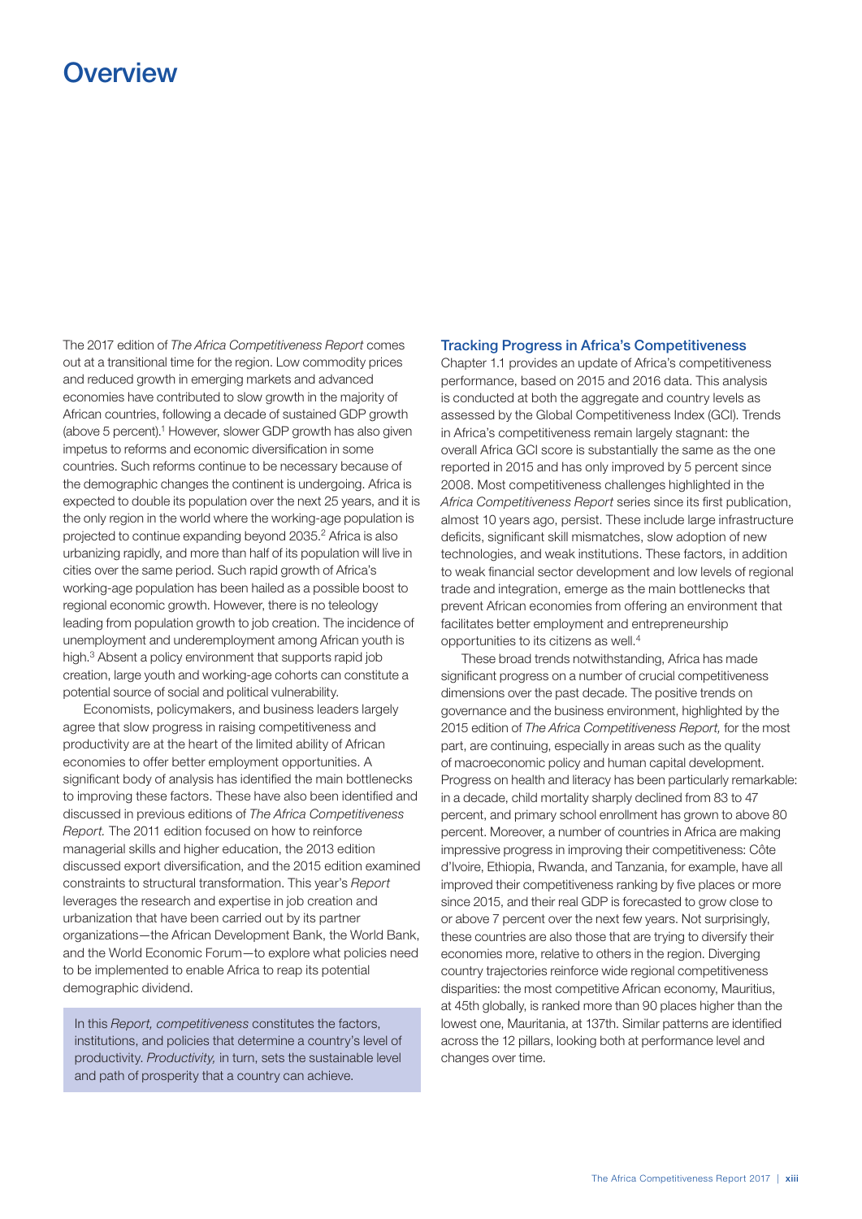# Overview

The 2017 edition of *The Africa Competitiveness Report* comes out at a transitional time for the region. Low commodity prices and reduced growth in emerging markets and advanced economies have contributed to slow growth in the majority of African countries, following a decade of sustained GDP growth (above 5 percent).[1] However, slower GDP growth has also given impetus to reforms and economic diversification in some countries. Such reforms continue to be necessary because of the demographic changes the continent is undergoing. Africa is expected to double its population over the next 25 years, and it is the only region in the world where the working-age population is projected to continue expanding beyond 2035.[2] Africa is also urbanizing rapidly, and more than half of its population will live in cities over the same period. Such rapid growth of Africa's working-age population has been hailed as a possible boost to regional economic growth. However, there is no teleology leading from population growth to job creation. The incidence of unemployment and underemployment among African youth is high.[3] Absent a policy environment that supports rapid job creation, large youth and working-age cohorts can constitute a potential source of social and political vulnerability.

Economists, policymakers, and business leaders largely agree that slow progress in raising competitiveness and productivity are at the heart of the limited ability of African economies to offer better employment opportunities. A significant body of analysis has identified the main bottlenecks to improving these factors. These have also been identified and discussed in previous editions of *The Africa Competitiveness Report.* The 2011 edition focused on how to reinforce managerial skills and higher education, the 2013 edition discussed export diversification, and the 2015 edition examined constraints to structural transformation. This year's *Report* leverages the research and expertise in job creation and urbanization that have been carried out by its partner organizations—the African Development Bank, the World Bank, and the World Economic Forum—to explore what policies need to be implemented to enable Africa to reap its potential demographic dividend.

> In this *Report, competitiveness* constitutes the factors, institutions, and policies that determine a country's level of productivity. *Productivity,* in turn, sets the sustainable level and path of prosperity that a country can achieve.

## Tracking Progress in Africa's Competitiveness

Chapter 1.1 provides an update of Africa's competitiveness performance, based on 2015 and 2016 data. This analysis is conducted at both the aggregate and country levels as assessed by the Global Competitiveness Index (GCI). Trends in Africa's competitiveness remain largely stagnant: the overall Africa GCI score is substantially the same as the one reported in 2015 and has only improved by 5 percent since 2008. Most competitiveness challenges highlighted in the *Africa Competitiveness Report* series since its first publication, almost 10 years ago, persist. These include large infrastructure deficits, significant skill mismatches, slow adoption of new technologies, and weak institutions. These factors, in addition to weak financial sector development and low levels of regional trade and integration, emerge as the main bottlenecks that prevent African economies from offering an environment that facilitates better employment and entrepreneurship opportunities to its citizens as well.[4]

These broad trends notwithstanding, Africa has made significant progress on a number of crucial competitiveness dimensions over the past decade. The positive trends on governance and the business environment, highlighted by the 2015 edition of *The Africa Competitiveness Report,* for the most part, are continuing, especially in areas such as the quality of macroeconomic policy and human capital development. Progress on health and literacy has been particularly remarkable: in a decade, child mortality sharply declined from 83 to 47 percent, and primary school enrollment has grown to above 80 percent. Moreover, a number of countries in Africa are making impressive progress in improving their competitiveness: Côte d'Ivoire, Ethiopia, Rwanda, and Tanzania, for example, have all improved their competitiveness ranking by five places or more since 2015, and their real GDP is forecasted to grow close to or above 7 percent over the next few years. Not surprisingly, these countries are also those that are trying to diversify their economies more, relative to others in the region. Diverging country trajectories reinforce wide regional competitiveness disparities: the most competitive African economy, Mauritius, at 45th globally, is ranked more than 90 places higher than the lowest one, Mauritania, at 137th. Similar patterns are identified across the 12 pillars, looking both at performance level and changes over time.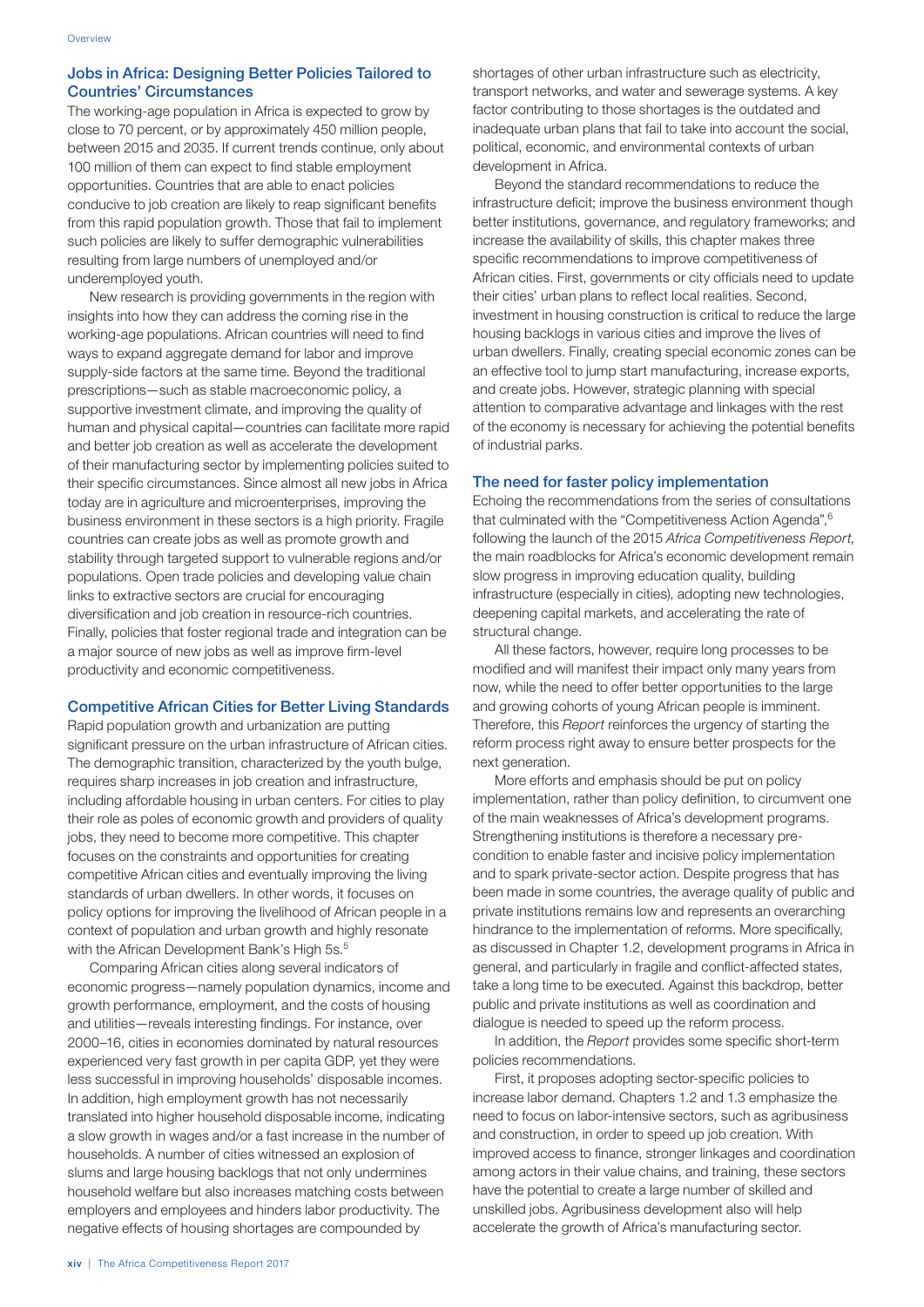### Jobs in Africa: Designing Better Policies Tailored to Countries' Circumstances

The working-age population in Africa is expected to grow by close to 70 percent, or by approximately 450 million people, between 2015 and 2035. If current trends continue, only about 100 million of them can expect to find stable employment opportunities. Countries that are able to enact policies conducive to job creation are likely to reap significant benefits from this rapid population growth. Those that fail to implement such policies are likely to suffer demographic vulnerabilities resulting from large numbers of unemployed and/or underemployed youth.

New research is providing governments in the region with insights into how they can address the coming rise in the working-age populations. African countries will need to find ways to expand aggregate demand for labor and improve supply-side factors at the same time. Beyond the traditional prescriptions—such as stable macroeconomic policy, a supportive investment climate, and improving the quality of human and physical capital—countries can facilitate more rapid and better job creation as well as accelerate the development of their manufacturing sector by implementing policies suited to their specific circumstances. Since almost all new jobs in Africa today are in agriculture and microenterprises, improving the business environment in these sectors is a high priority. Fragile countries can create jobs as well as promote growth and stability through targeted support to vulnerable regions and/or populations. Open trade policies and developing value chain links to extractive sectors are crucial for encouraging diversification and job creation in resource-rich countries. Finally, policies that foster regional trade and integration can be a major source of new jobs as well as improve firm-level productivity and economic competitiveness.

### Competitive African Cities for Better Living Standards

Rapid population growth and urbanization are putting significant pressure on the urban infrastructure of African cities. The demographic transition, characterized by the youth bulge, requires sharp increases in job creation and infrastructure, including affordable housing in urban centers. For cities to play their role as poles of economic growth and providers of quality jobs, they need to become more competitive. This chapter focuses on the constraints and opportunities for creating competitive African cities and eventually improving the living standards of urban dwellers. In other words, it focuses on policy options for improving the livelihood of African people in a context of population and urban growth and highly resonate with the African Development Bank's High 5s.[5]

Comparing African cities along several indicators of economic progress—namely population dynamics, income and growth performance, employment, and the costs of housing and utilities—reveals interesting findings. For instance, over 2000–16, cities in economies dominated by natural resources experienced very fast growth in per capita GDP, yet they were less successful in improving households' disposable incomes. In addition, high employment growth has not necessarily translated into higher household disposable income, indicating a slow growth in wages and/or a fast increase in the number of households. A number of cities witnessed an explosion of slums and large housing backlogs that not only undermines household welfare but also increases matching costs between employers and employees and hinders labor productivity. The negative effects of housing shortages are compounded by shortages of other urban infrastructure such as electricity, transport networks, and water and sewerage systems. A key factor contributing to those shortages is the outdated and inadequate urban plans that fail to take into account the social, political, economic, and environmental contexts of urban development in Africa.

Beyond the standard recommendations to reduce the infrastructure deficit; improve the business environment though better institutions, governance, and regulatory frameworks; and increase the availability of skills, this chapter makes three specific recommendations to improve competitiveness of African cities. First, governments or city officials need to update their cities' urban plans to reflect local realities. Second, investment in housing construction is critical to reduce the large housing backlogs in various cities and improve the lives of urban dwellers. Finally, creating special economic zones can be an effective tool to jump start manufacturing, increase exports, and create jobs. However, strategic planning with special attention to comparative advantage and linkages with the rest of the economy is necessary for achieving the potential benefits of industrial parks.

### The need for faster policy implementation

Echoing the recommendations from the series of consultations that culminated with the "Competitiveness Action Agenda",[6] following the launch of the 2015 *Africa Competitiveness Report,* the main roadblocks for Africa's economic development remain slow progress in improving education quality, building infrastructure (especially in cities), adopting new technologies, deepening capital markets, and accelerating the rate of structural change.

All these factors, however, require long processes to be modified and will manifest their impact only many years from now, while the need to offer better opportunities to the large and growing cohorts of young African people is imminent. Therefore, this *Report* reinforces the urgency of starting the reform process right away to ensure better prospects for the next generation.

More efforts and emphasis should be put on policy implementation, rather than policy definition, to circumvent one of the main weaknesses of Africa's development programs. Strengthening institutions is therefore a necessary pre-condition to enable faster and incisive policy implementation and to spark private-sector action. Despite progress that has been made in some countries, the average quality of public and private institutions remains low and represents an overarching hindrance to the implementation of reforms. More specifically, as discussed in Chapter 1.2, development programs in Africa in general, and particularly in fragile and conflict-affected states, take a long time to be executed. Against this backdrop, better public and private institutions as well as coordination and dialogue is needed to speed up the reform process.

In addition, the *Report* provides some specific short-term policies recommendations.

First, it proposes adopting sector-specific policies to increase labor demand. Chapters 1.2 and 1.3 emphasize the need to focus on labor-intensive sectors, such as agribusiness and construction, in order to speed up job creation. With improved access to finance, stronger linkages and coordination among actors in their value chains, and training, these sectors have the potential to create a large number of skilled and unskilled jobs. Agribusiness development also will help accelerate the growth of Africa's manufacturing sector.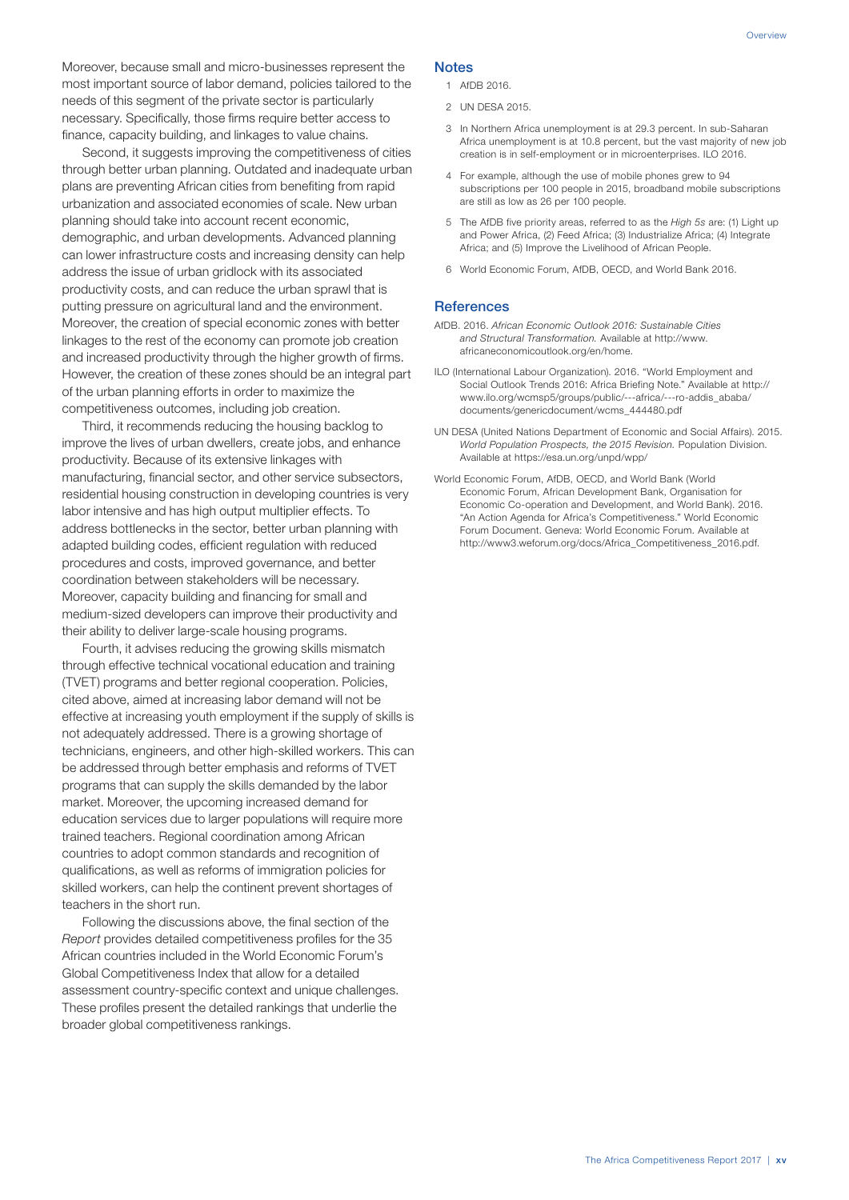Moreover, because small and micro-businesses represent the most important source of labor demand, policies tailored to the needs of this segment of the private sector is particularly necessary. Specifically, those firms require better access to finance, capacity building, and linkages to value chains.

Second, it suggests improving the competitiveness of cities through better urban planning. Outdated and inadequate urban plans are preventing African cities from benefiting from rapid urbanization and associated economies of scale. New urban planning should take into account recent economic, demographic, and urban developments. Advanced planning can lower infrastructure costs and increasing density can help address the issue of urban gridlock with its associated productivity costs, and can reduce the urban sprawl that is putting pressure on agricultural land and the environment. Moreover, the creation of special economic zones with better linkages to the rest of the economy can promote job creation and increased productivity through the higher growth of firms. However, the creation of these zones should be an integral part of the urban planning efforts in order to maximize the competitiveness outcomes, including job creation.

Third, it recommends reducing the housing backlog to improve the lives of urban dwellers, create jobs, and enhance productivity. Because of its extensive linkages with manufacturing, financial sector, and other service subsectors, residential housing construction in developing countries is very labor intensive and has high output multiplier effects. To address bottlenecks in the sector, better urban planning with adapted building codes, efficient regulation with reduced procedures and costs, improved governance, and better coordination between stakeholders will be necessary. Moreover, capacity building and financing for small and medium-sized developers can improve their productivity and their ability to deliver large-scale housing programs.

Fourth, it advises reducing the growing skills mismatch through effective technical vocational education and training (TVET) programs and better regional cooperation. Policies, cited above, aimed at increasing labor demand will not be effective at increasing youth employment if the supply of skills is not adequately addressed. There is a growing shortage of technicians, engineers, and other high-skilled workers. This can be addressed through better emphasis and reforms of TVET programs that can supply the skills demanded by the labor market. Moreover, the upcoming increased demand for education services due to larger populations will require more trained teachers. Regional coordination among African countries to adopt common standards and recognition of qualifications, as well as reforms of immigration policies for skilled workers, can help the continent prevent shortages of teachers in the short run.

Following the discussions above, the final section of the *Report* provides detailed competitiveness profiles for the 35 African countries included in the World Economic Forum's Global Competitiveness Index that allow for a detailed assessment country-specific context and unique challenges. These profiles present the detailed rankings that underlie the broader global competitiveness rankings.

## Notes

1. AfDB 2016.
2. UN DESA 2015.
3. In Northern Africa unemployment is at 29.3 percent. In sub-Saharan Africa unemployment is at 10.8 percent, but the vast majority of new job creation is in self-employment or in microenterprises. ILO 2016.
4. For example, although the use of mobile phones grew to 94 subscriptions per 100 people in 2015, broadband mobile subscriptions are still as low as 26 per 100 people.
5. The AfDB five priority areas, referred to as the *High 5s* are: (1) Light up and Power Africa, (2) Feed Africa; (3) Industrialize Africa; (4) Integrate Africa; and (5) Improve the Livelihood of African People.
6. World Economic Forum, AfDB, OECD, and World Bank 2016.

## References

AfDB. 2016. *African Economic Outlook 2016: Sustainable Cities and Structural Transformation.* Available at http://www.africaneconomicoutlook.org/en/home.

ILO (International Labour Organization). 2016. "World Employment and Social Outlook Trends 2016: Africa Briefing Note." Available at http://www.ilo.org/wcmsp5/groups/public/---africa/---ro-addis_ababa/documents/genericdocument/wcms_444480.pdf

UN DESA (United Nations Department of Economic and Social Affairs). 2015. *World Population Prospects, the 2015 Revision.* Population Division. Available at https://esa.un.org/unpd/wpp/

World Economic Forum, AfDB, OECD, and World Bank (World Economic Forum, African Development Bank, Organisation for Economic Co-operation and Development, and World Bank). 2016. "An Action Agenda for Africa's Competitiveness." World Economic Forum Document. Geneva: World Economic Forum. Available at http://www3.weforum.org/docs/Africa_Competitiveness_2016.pdf.